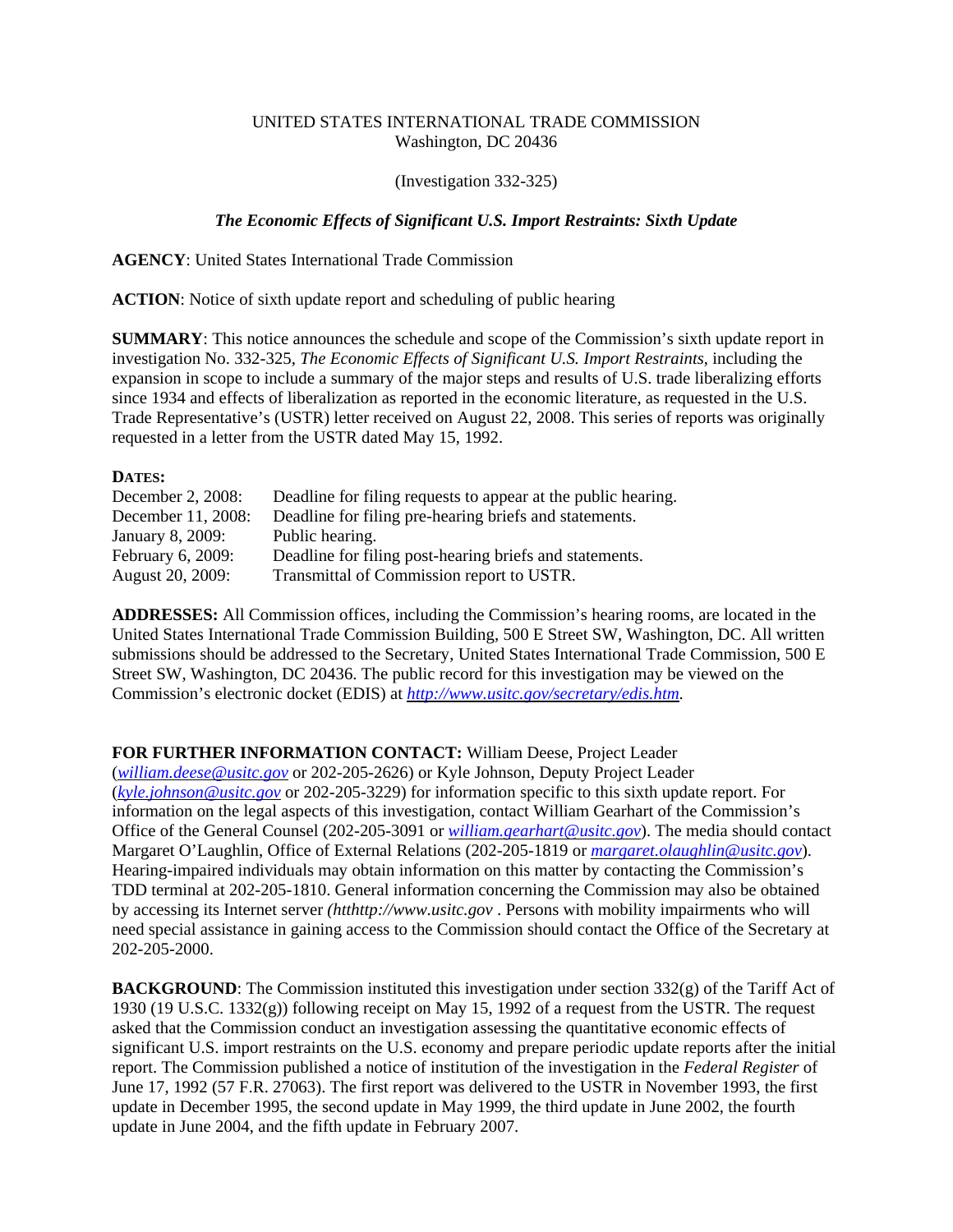UNITED STATES INTERNATIONAL TRADE COMMISSION
Washington, DC 20436

(Investigation 332-325)

***The Economic Effects of Significant U.S. Import Restraints: Sixth Update***

**AGENCY**: United States International Trade Commission

**ACTION**: Notice of sixth update report and scheduling of public hearing

**SUMMARY**: This notice announces the schedule and scope of the Commission's sixth update report in investigation No. 332-325, *The Economic Effects of Significant U.S. Import Restraints*, including the expansion in scope to include a summary of the major steps and results of U.S. trade liberalizing efforts since 1934 and effects of liberalization as reported in the economic literature, as requested in the U.S. Trade Representative's (USTR) letter received on August 22, 2008. This series of reports was originally requested in a letter from the USTR dated May 15, 1992.

**DATES:**

| | |
|---|---|
| December 2, 2008: | Deadline for filing requests to appear at the public hearing. |
| December 11, 2008: | Deadline for filing pre-hearing briefs and statements. |
| January 8, 2009: | Public hearing. |
| February 6, 2009: | Deadline for filing post-hearing briefs and statements. |
| August 20, 2009: | Transmittal of Commission report to USTR. |

**ADDRESSES:** All Commission offices, including the Commission's hearing rooms, are located in the United States International Trade Commission Building, 500 E Street SW, Washington, DC. All written submissions should be addressed to the Secretary, United States International Trade Commission, 500 E Street SW, Washington, DC 20436. The public record for this investigation may be viewed on the Commission's electronic docket (EDIS) at *http://www.usitc.gov/secretary/edis.htm*.

**FOR FURTHER INFORMATION CONTACT:** William Deese, Project Leader (*william.deese@usitc.gov* or 202-205-2626) or Kyle Johnson, Deputy Project Leader (*kyle.johnson@usitc.gov* or 202-205-3229) for information specific to this sixth update report. For information on the legal aspects of this investigation, contact William Gearhart of the Commission's Office of the General Counsel (202-205-3091 or *william.gearhart@usitc.gov*). The media should contact Margaret O'Laughlin, Office of External Relations (202-205-1819 or *margaret.olaughlin@usitc.gov*). Hearing-impaired individuals may obtain information on this matter by contacting the Commission's TDD terminal at 202-205-1810. General information concerning the Commission may also be obtained by accessing its Internet server *(htthttp://www.usitc.gov* . Persons with mobility impairments who will need special assistance in gaining access to the Commission should contact the Office of the Secretary at 202-205-2000.

**BACKGROUND**: The Commission instituted this investigation under section 332(g) of the Tariff Act of 1930 (19 U.S.C. 1332(g)) following receipt on May 15, 1992 of a request from the USTR. The request asked that the Commission conduct an investigation assessing the quantitative economic effects of significant U.S. import restraints on the U.S. economy and prepare periodic update reports after the initial report. The Commission published a notice of institution of the investigation in the *Federal Register* of June 17, 1992 (57 F.R. 27063). The first report was delivered to the USTR in November 1993, the first update in December 1995, the second update in May 1999, the third update in June 2002, the fourth update in June 2004, and the fifth update in February 2007.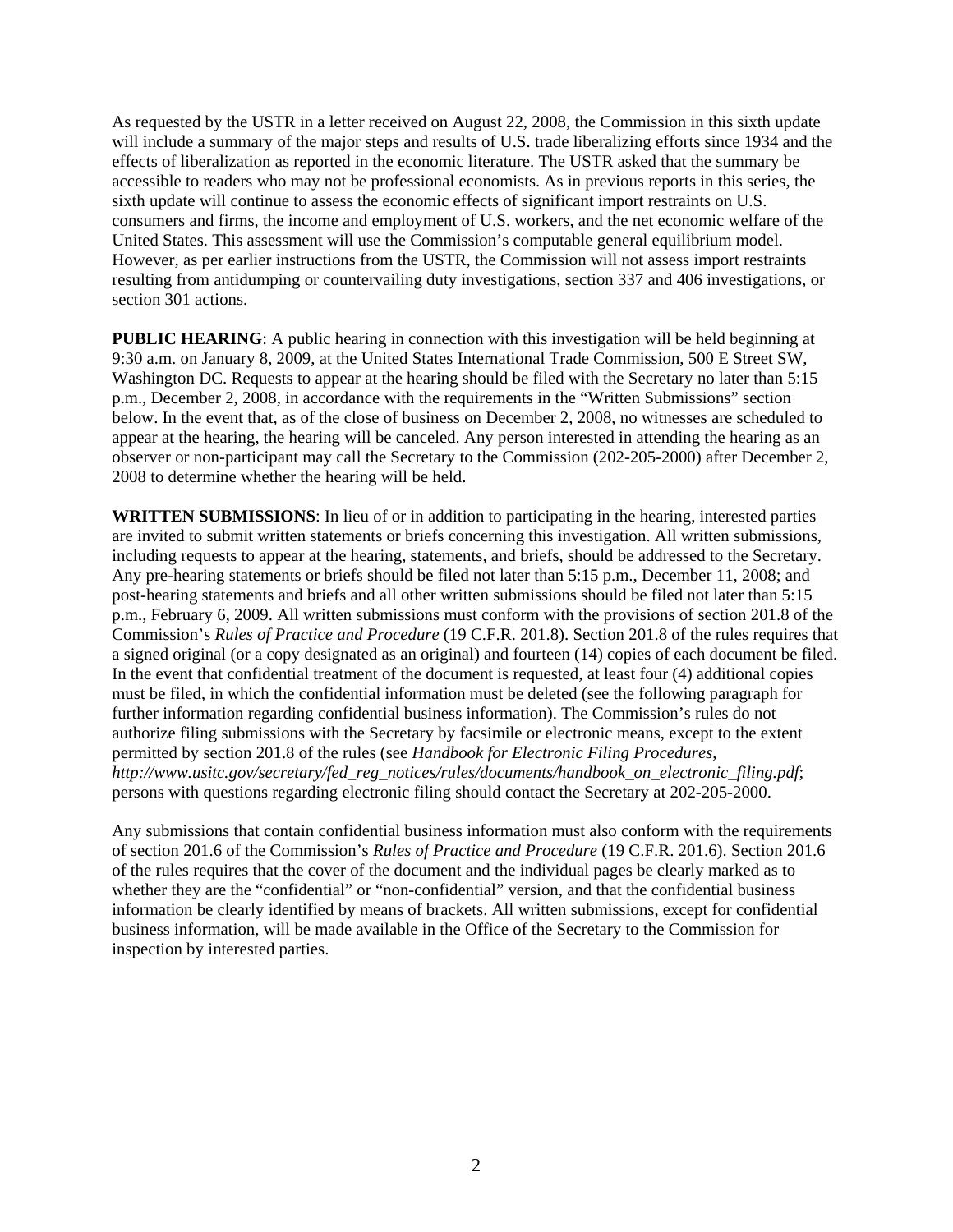As requested by the USTR in a letter received on August 22, 2008, the Commission in this sixth update will include a summary of the major steps and results of U.S. trade liberalizing efforts since 1934 and the effects of liberalization as reported in the economic literature. The USTR asked that the summary be accessible to readers who may not be professional economists. As in previous reports in this series, the sixth update will continue to assess the economic effects of significant import restraints on U.S. consumers and firms, the income and employment of U.S. workers, and the net economic welfare of the United States. This assessment will use the Commission's computable general equilibrium model. However, as per earlier instructions from the USTR, the Commission will not assess import restraints resulting from antidumping or countervailing duty investigations, section 337 and 406 investigations, or section 301 actions.

**PUBLIC HEARING**: A public hearing in connection with this investigation will be held beginning at 9:30 a.m. on January 8, 2009, at the United States International Trade Commission, 500 E Street SW, Washington DC. Requests to appear at the hearing should be filed with the Secretary no later than 5:15 p.m., December 2, 2008, in accordance with the requirements in the "Written Submissions" section below. In the event that, as of the close of business on December 2, 2008, no witnesses are scheduled to appear at the hearing, the hearing will be canceled. Any person interested in attending the hearing as an observer or non-participant may call the Secretary to the Commission (202-205-2000) after December 2, 2008 to determine whether the hearing will be held.

**WRITTEN SUBMISSIONS**: In lieu of or in addition to participating in the hearing, interested parties are invited to submit written statements or briefs concerning this investigation. All written submissions, including requests to appear at the hearing, statements, and briefs, should be addressed to the Secretary. Any pre-hearing statements or briefs should be filed not later than 5:15 p.m., December 11, 2008; and post-hearing statements and briefs and all other written submissions should be filed not later than 5:15 p.m., February 6, 2009. All written submissions must conform with the provisions of section 201.8 of the Commission's *Rules of Practice and Procedure* (19 C.F.R. 201.8). Section 201.8 of the rules requires that a signed original (or a copy designated as an original) and fourteen (14) copies of each document be filed. In the event that confidential treatment of the document is requested, at least four (4) additional copies must be filed, in which the confidential information must be deleted (see the following paragraph for further information regarding confidential business information). The Commission's rules do not authorize filing submissions with the Secretary by facsimile or electronic means, except to the extent permitted by section 201.8 of the rules (see *Handbook for Electronic Filing Procedures*, *http://www.usitc.gov/secretary/fed_reg_notices/rules/documents/handbook_on_electronic_filing.pdf*; persons with questions regarding electronic filing should contact the Secretary at 202-205-2000.

Any submissions that contain confidential business information must also conform with the requirements of section 201.6 of the Commission's *Rules of Practice and Procedure* (19 C.F.R. 201.6). Section 201.6 of the rules requires that the cover of the document and the individual pages be clearly marked as to whether they are the "confidential" or "non-confidential" version, and that the confidential business information be clearly identified by means of brackets. All written submissions, except for confidential business information, will be made available in the Office of the Secretary to the Commission for inspection by interested parties.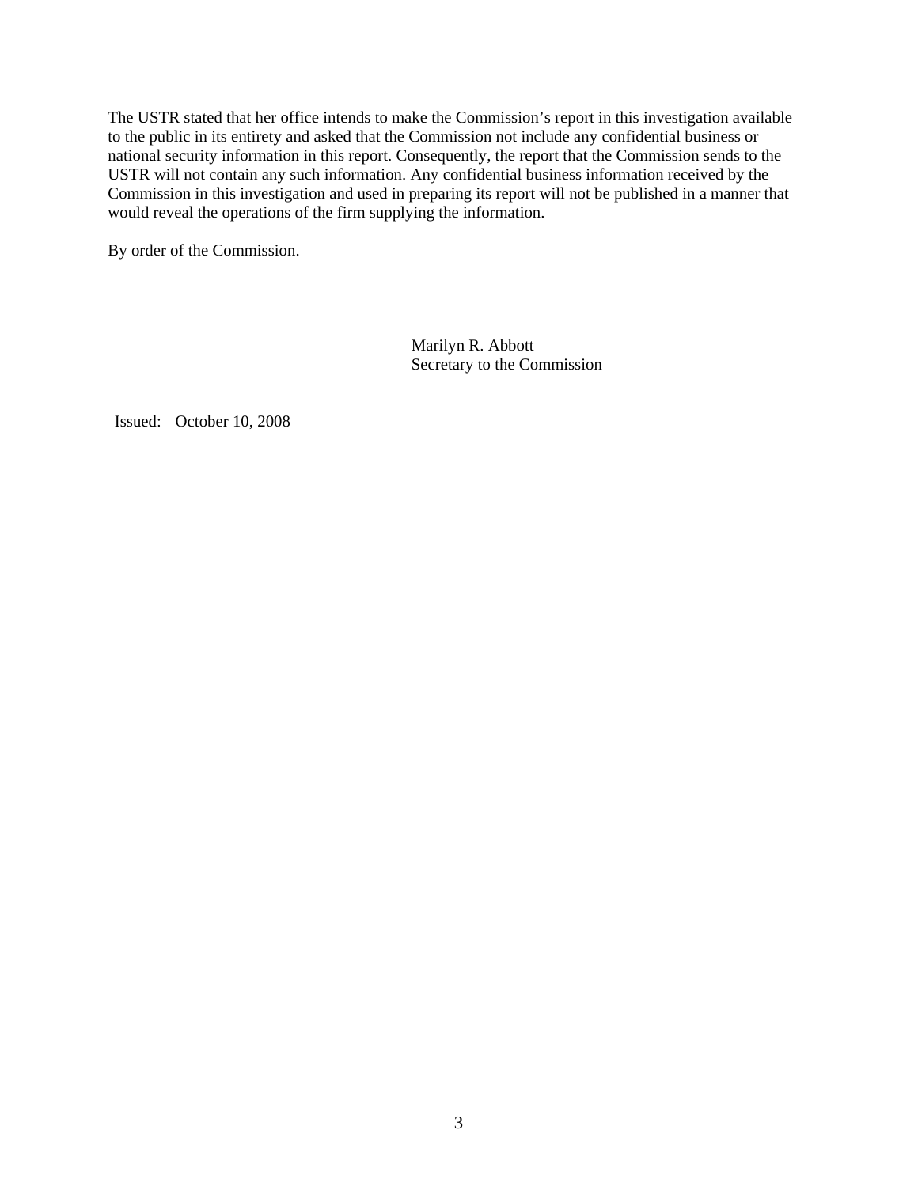The USTR stated that her office intends to make the Commission's report in this investigation available to the public in its entirety and asked that the Commission not include any confidential business or national security information in this report. Consequently, the report that the Commission sends to the USTR will not contain any such information. Any confidential business information received by the Commission in this investigation and used in preparing its report will not be published in a manner that would reveal the operations of the firm supplying the information.

By order of the Commission.

Marilyn R. Abbott
Secretary to the Commission

Issued: October 10, 2008